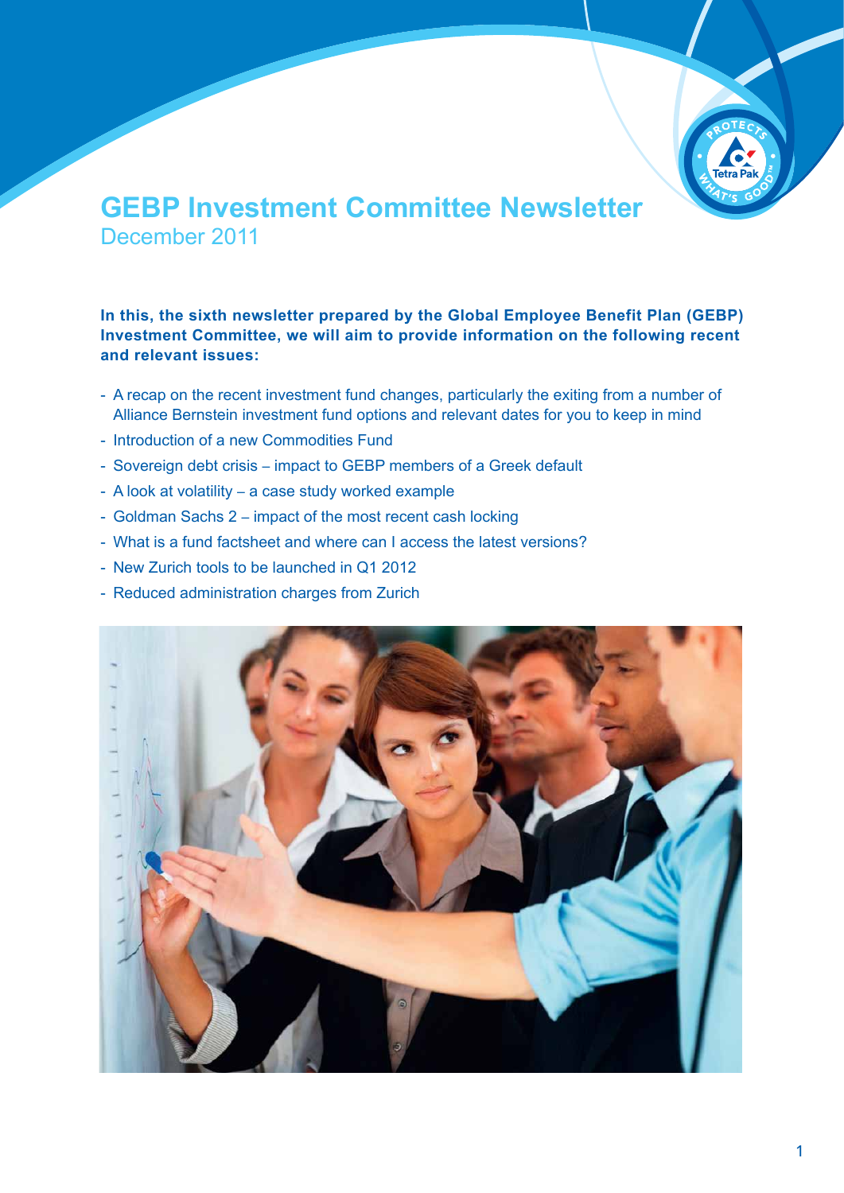# GEBP Investment Committee Newsletter

December 2011

**In this, the sixth newsletter prepared by the Global Employee Benefit Plan (GEBP) Investment Committee, we will aim to provide information on the following recent and relevant issues:**

- A recap on the recent investment fund changes, particularly the exiting from a number of Alliance Bernstein investment fund options and relevant dates for you to keep in mind
- Introduction of a new Commodities Fund
- Sovereign debt crisis – impact to GEBP members of a Greek default
- A look at volatility – a case study worked example
- Goldman Sachs 2 – impact of the most recent cash locking
- What is a fund factsheet and where can I access the latest versions?
- New Zurich tools to be launched in Q1 2012
- Reduced administration charges from Zurich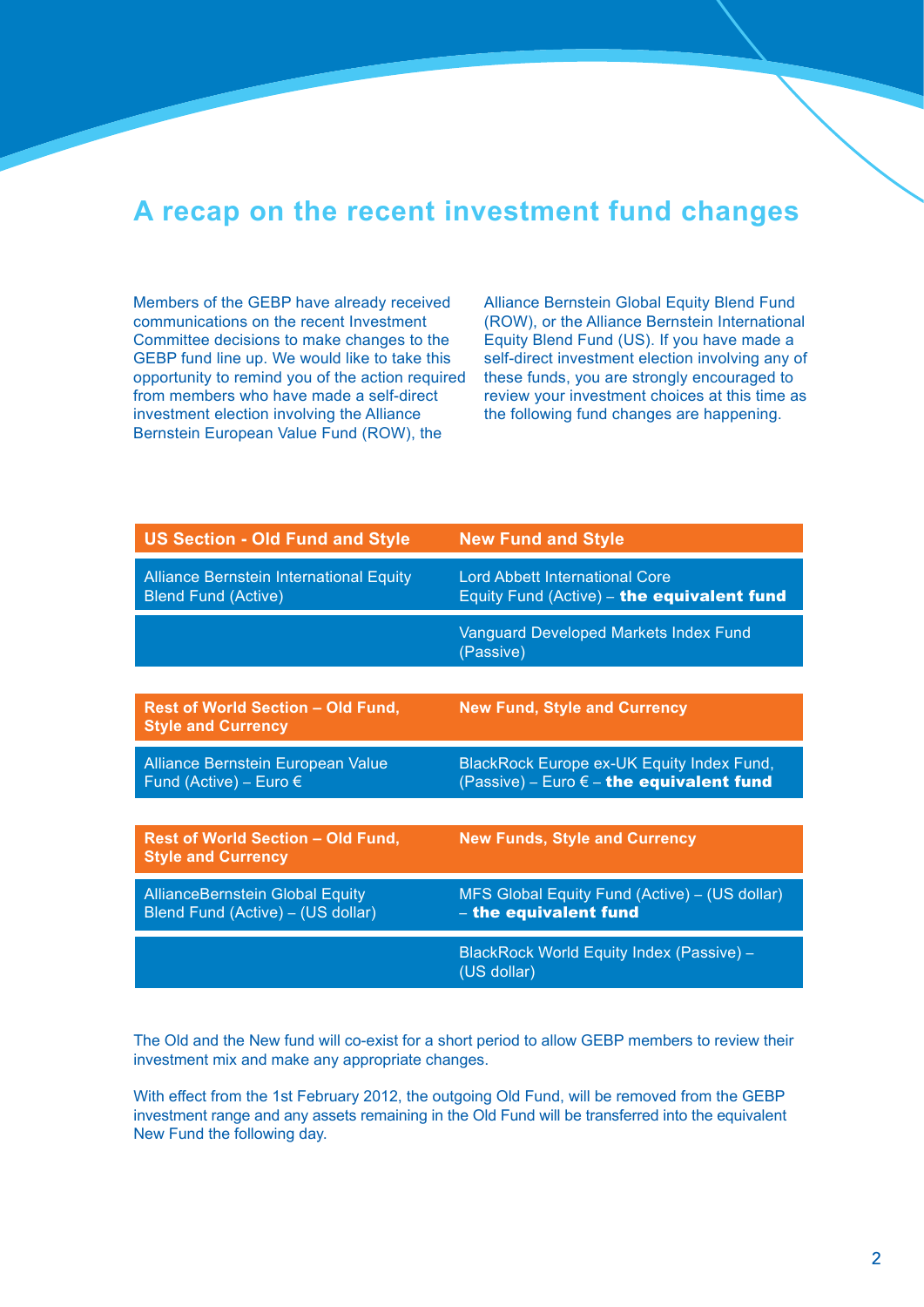# A recap on the recent investment fund changes

Members of the GEBP have already received communications on the recent Investment Committee decisions to make changes to the GEBP fund line up. We would like to take this opportunity to remind you of the action required from members who have made a self-direct investment election involving the Alliance Bernstein European Value Fund (ROW), the Alliance Bernstein Global Equity Blend Fund (ROW), or the Alliance Bernstein International Equity Blend Fund (US). If you have made a self-direct investment election involving any of these funds, you are strongly encouraged to review your investment choices at this time as the following fund changes are happening.

| US Section - Old Fund and Style | New Fund and Style |
|---|---|
| Alliance Bernstein International Equity Blend Fund (Active) | Lord Abbett International Core Equity Fund (Active) – **the equivalent fund** |
| | Vanguard Developed Markets Index Fund (Passive) |

| Rest of World Section – Old Fund, Style and Currency | New Fund, Style and Currency |
|---|---|
| Alliance Bernstein European Value Fund (Active) – Euro € | BlackRock Europe ex-UK Equity Index Fund, (Passive) – Euro € – **the equivalent fund** |

| Rest of World Section – Old Fund, Style and Currency | New Funds, Style and Currency |
|---|---|
| AllianceBernstein Global Equity Blend Fund (Active) – (US dollar) | MFS Global Equity Fund (Active) – (US dollar) – **the equivalent fund** |
| | BlackRock World Equity Index (Passive) – (US dollar) |

The Old and the New fund will co-exist for a short period to allow GEBP members to review their investment mix and make any appropriate changes.

With effect from the 1st February 2012, the outgoing Old Fund, will be removed from the GEBP investment range and any assets remaining in the Old Fund will be transferred into the equivalent New Fund the following day.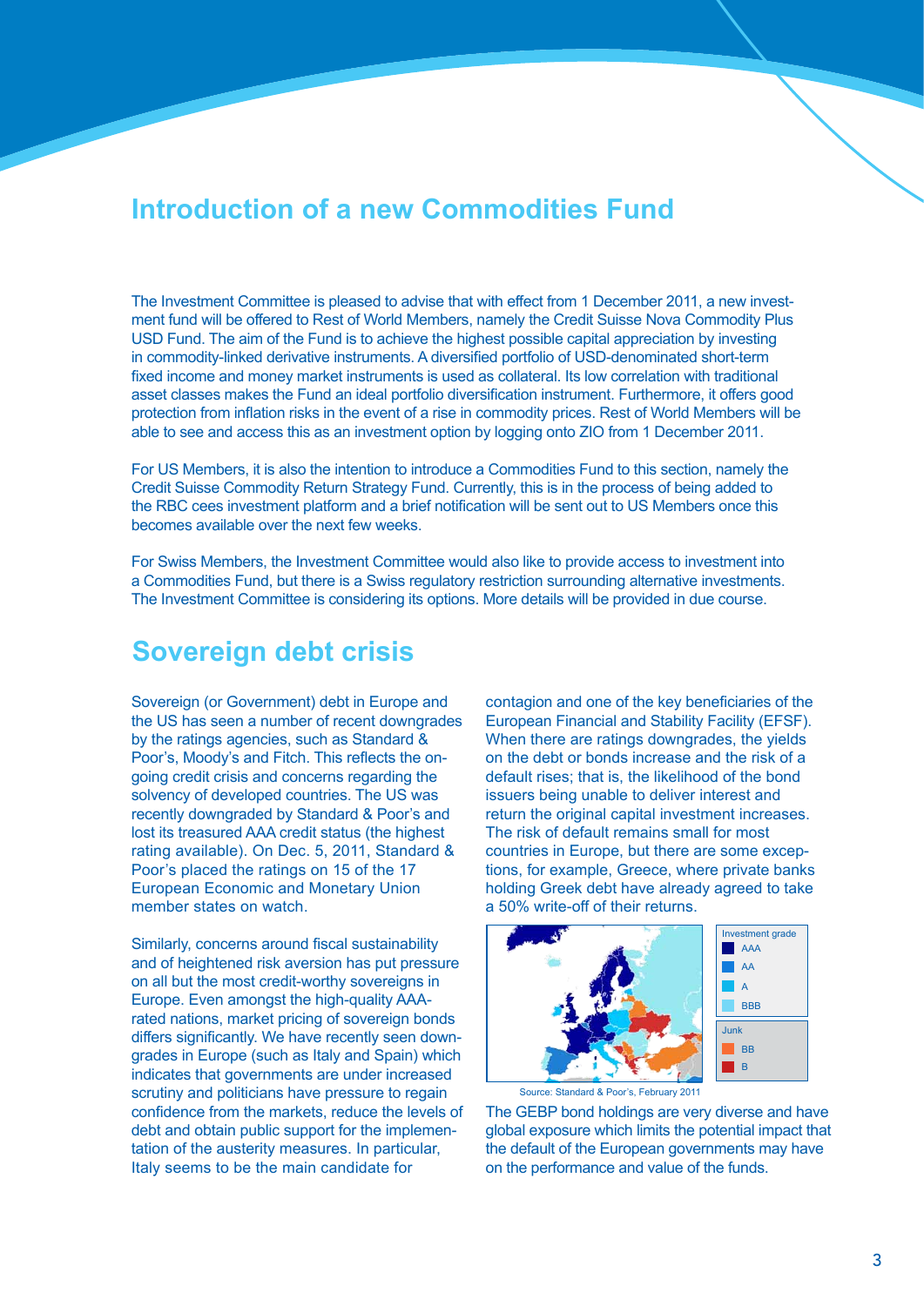## Introduction of a new Commodities Fund

The Investment Committee is pleased to advise that with effect from 1 December 2011, a new investment fund will be offered to Rest of World Members, namely the Credit Suisse Nova Commodity Plus USD Fund. The aim of the Fund is to achieve the highest possible capital appreciation by investing in commodity-linked derivative instruments. A diversified portfolio of USD-denominated short-term fixed income and money market instruments is used as collateral. Its low correlation with traditional asset classes makes the Fund an ideal portfolio diversification instrument. Furthermore, it offers good protection from inflation risks in the event of a rise in commodity prices. Rest of World Members will be able to see and access this as an investment option by logging onto ZIO from 1 December 2011.

For US Members, it is also the intention to introduce a Commodities Fund to this section, namely the Credit Suisse Commodity Return Strategy Fund. Currently, this is in the process of being added to the RBC cees investment platform and a brief notification will be sent out to US Members once this becomes available over the next few weeks.

For Swiss Members, the Investment Committee would also like to provide access to investment into a Commodities Fund, but there is a Swiss regulatory restriction surrounding alternative investments. The Investment Committee is considering its options. More details will be provided in due course.

## Sovereign debt crisis

Sovereign (or Government) debt in Europe and the US has seen a number of recent downgrades by the ratings agencies, such as Standard & Poor's, Moody's and Fitch. This reflects the on-going credit crisis and concerns regarding the solvency of developed countries. The US was recently downgraded by Standard & Poor's and lost its treasured AAA credit status (the highest rating available). On Dec. 5, 2011, Standard & Poor's placed the ratings on 15 of the 17 European Economic and Monetary Union member states on watch.

Similarly, concerns around fiscal sustainability and of heightened risk aversion has put pressure on all but the most credit-worthy sovereigns in Europe. Even amongst the high-quality AAA-rated nations, market pricing of sovereign bonds differs significantly. We have recently seen downgrades in Europe (such as Italy and Spain) which indicates that governments are under increased scrutiny and politicians have pressure to regain confidence from the markets, reduce the levels of debt and obtain public support for the implementation of the austerity measures. In particular, Italy seems to be the main candidate for contagion and one of the key beneficiaries of the European Financial and Stability Facility (EFSF). When there are ratings downgrades, the yields on the debt or bonds increase and the risk of a default rises; that is, the likelihood of the bond issuers being unable to deliver interest and return the original capital investment increases. The risk of default remains small for most countries in Europe, but there are some exceptions, for example, Greece, where private banks holding Greek debt have already agreed to take a 50% write-off of their returns.

Investment grade: AAA, AA, A, BBB
Junk: BB, B

Source: Standard & Poor's, February 2011

The GEBP bond holdings are very diverse and have global exposure which limits the potential impact that the default of the European governments may have on the performance and value of the funds.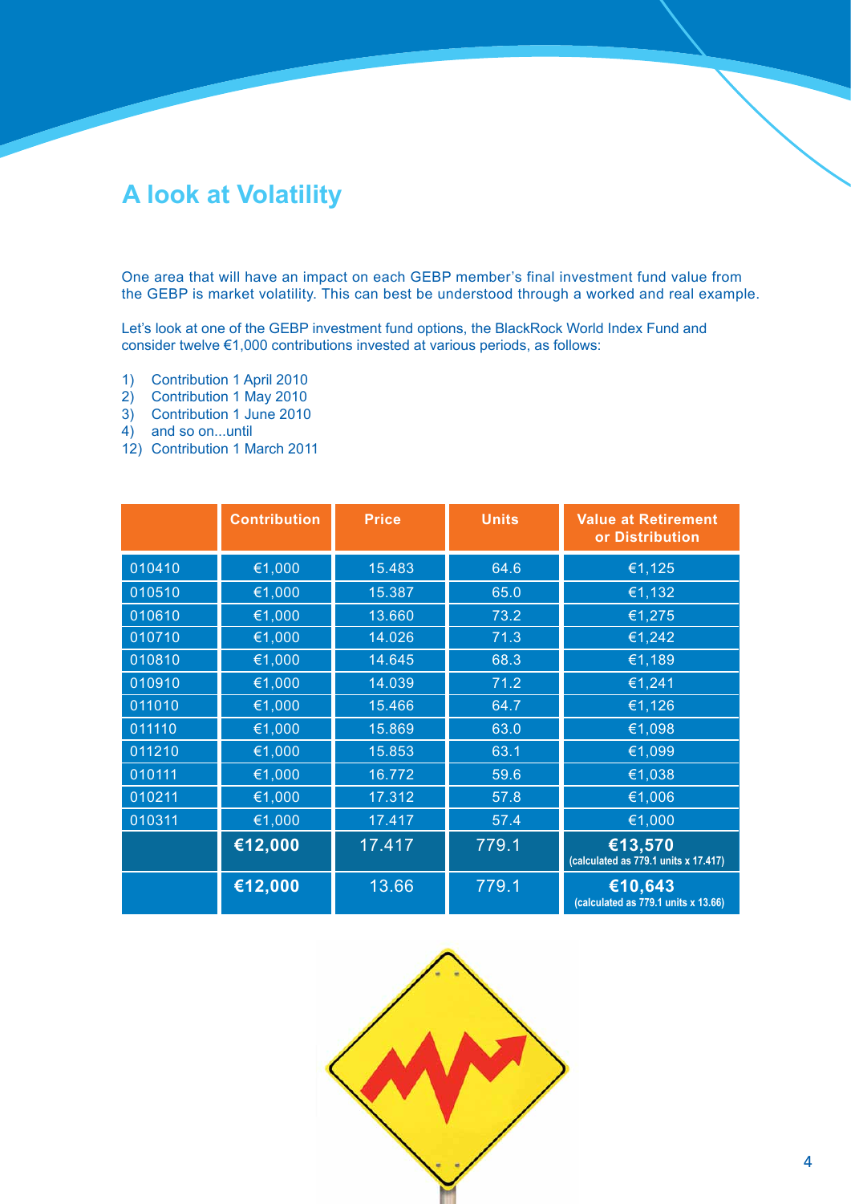# A look at Volatility

One area that will have an impact on each GEBP member's final investment fund value from the GEBP is market volatility. This can best be understood through a worked and real example.

Let's look at one of the GEBP investment fund options, the BlackRock World Index Fund and consider twelve €1,000 contributions invested at various periods, as follows:

1) Contribution 1 April 2010
2) Contribution 1 May 2010
3) Contribution 1 June 2010
4) and so on...until
12) Contribution 1 March 2011

| | Contribution | Price | Units | Value at Retirement or Distribution |
|---|---|---|---|---|
| 010410 | €1,000 | 15.483 | 64.6 | €1,125 |
| 010510 | €1,000 | 15.387 | 65.0 | €1,132 |
| 010610 | €1,000 | 13.660 | 73.2 | €1,275 |
| 010710 | €1,000 | 14.026 | 71.3 | €1,242 |
| 010810 | €1,000 | 14.645 | 68.3 | €1,189 |
| 010910 | €1,000 | 14.039 | 71.2 | €1,241 |
| 011010 | €1,000 | 15.466 | 64.7 | €1,126 |
| 011110 | €1,000 | 15.869 | 63.0 | €1,098 |
| 011210 | €1,000 | 15.853 | 63.1 | €1,099 |
| 010111 | €1,000 | 16.772 | 59.6 | €1,038 |
| 010211 | €1,000 | 17.312 | 57.8 | €1,006 |
| 010311 | €1,000 | 17.417 | 57.4 | €1,000 |
| | **€12,000** | 17.417 | 779.1 | **€13,570** (calculated as 779.1 units x 17.417) |
| | **€12,000** | 13.66 | 779.1 | **€10,643** (calculated as 779.1 units x 13.66) |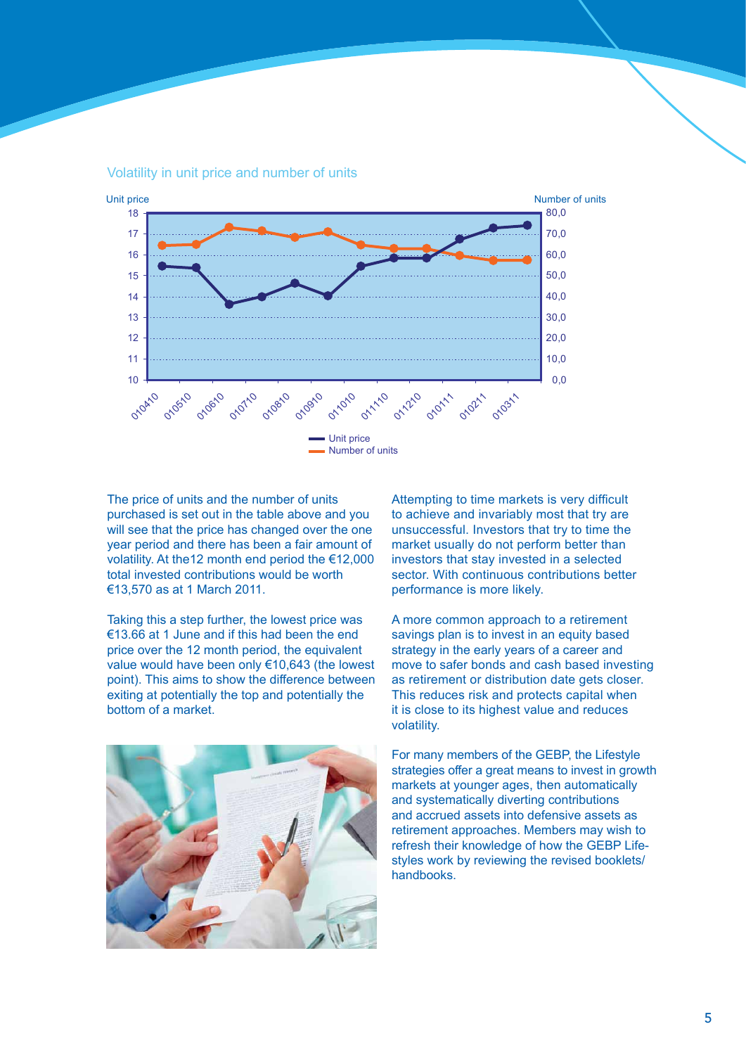## Volatility in unit price and number of units

The price of units and the number of units purchased is set out in the table above and you will see that the price has changed over the one year period and there has been a fair amount of volatility. At the12 month end period the €12,000 total invested contributions would be worth €13,570 as at 1 March 2011.

Taking this a step further, the lowest price was €13.66 at 1 June and if this had been the end price over the 12 month period, the equivalent value would have been only €10,643 (the lowest point). This aims to show the difference between exiting at potentially the top and potentially the bottom of a market.

Attempting to time markets is very difficult to achieve and invariably most that try are unsuccessful. Investors that try to time the market usually do not perform better than investors that stay invested in a selected sector. With continuous contributions better performance is more likely.

A more common approach to a retirement savings plan is to invest in an equity based strategy in the early years of a career and move to safer bonds and cash based investing as retirement or distribution date gets closer. This reduces risk and protects capital when it is close to its highest value and reduces volatility.

For many members of the GEBP, the Lifestyle strategies offer a great means to invest in growth markets at younger ages, then automatically and systematically diverting contributions and accrued assets into defensive assets as retirement approaches. Members may wish to refresh their knowledge of how the GEBP Life-styles work by reviewing the revised booklets/handbooks.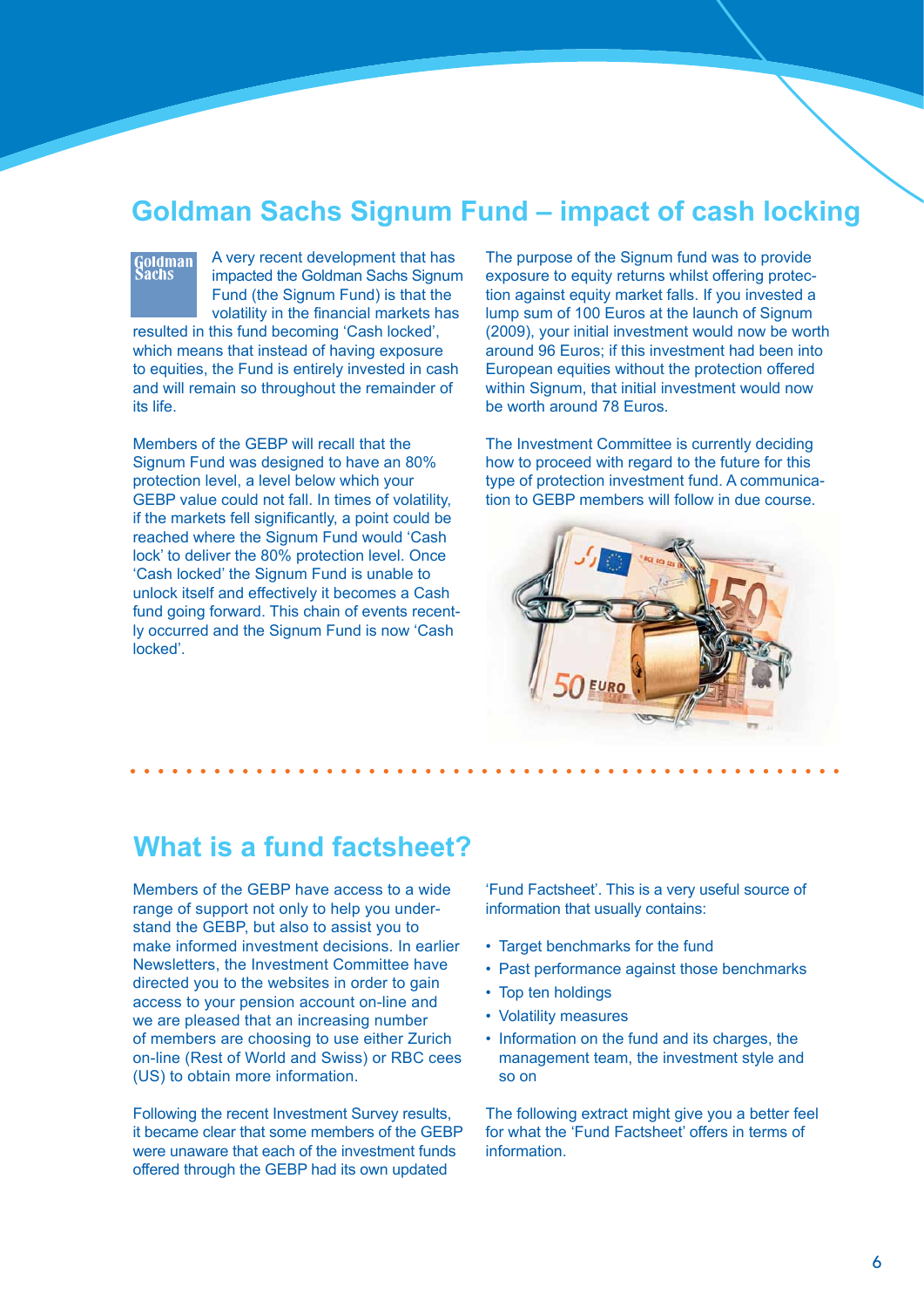## Goldman Sachs Signum Fund – impact of cash locking

A very recent development that has impacted the Goldman Sachs Signum Fund (the Signum Fund) is that the volatility in the financial markets has resulted in this fund becoming 'Cash locked', which means that instead of having exposure to equities, the Fund is entirely invested in cash and will remain so throughout the remainder of its life.

Members of the GEBP will recall that the Signum Fund was designed to have an 80% protection level, a level below which your GEBP value could not fall. In times of volatility, if the markets fell significantly, a point could be reached where the Signum Fund would 'Cash lock' to deliver the 80% protection level. Once 'Cash locked' the Signum Fund is unable to unlock itself and effectively it becomes a Cash fund going forward. This chain of events recently occurred and the Signum Fund is now 'Cash locked'.

The purpose of the Signum fund was to provide exposure to equity returns whilst offering protection against equity market falls. If you invested a lump sum of 100 Euros at the launch of Signum (2009), your initial investment would now be worth around 96 Euros; if this investment had been into European equities without the protection offered within Signum, that initial investment would now be worth around 78 Euros.

The Investment Committee is currently deciding how to proceed with regard to the future for this type of protection investment fund. A communication to GEBP members will follow in due course.

## What is a fund factsheet?

Members of the GEBP have access to a wide range of support not only to help you understand the GEBP, but also to assist you to make informed investment decisions. In earlier Newsletters, the Investment Committee have directed you to the websites in order to gain access to your pension account on-line and we are pleased that an increasing number of members are choosing to use either Zurich on-line (Rest of World and Swiss) or RBC cees (US) to obtain more information.

Following the recent Investment Survey results, it became clear that some members of the GEBP were unaware that each of the investment funds offered through the GEBP had its own updated 'Fund Factsheet'. This is a very useful source of information that usually contains:

- Target benchmarks for the fund
- Past performance against those benchmarks
- Top ten holdings
- Volatility measures
- Information on the fund and its charges, the management team, the investment style and so on

The following extract might give you a better feel for what the 'Fund Factsheet' offers in terms of information.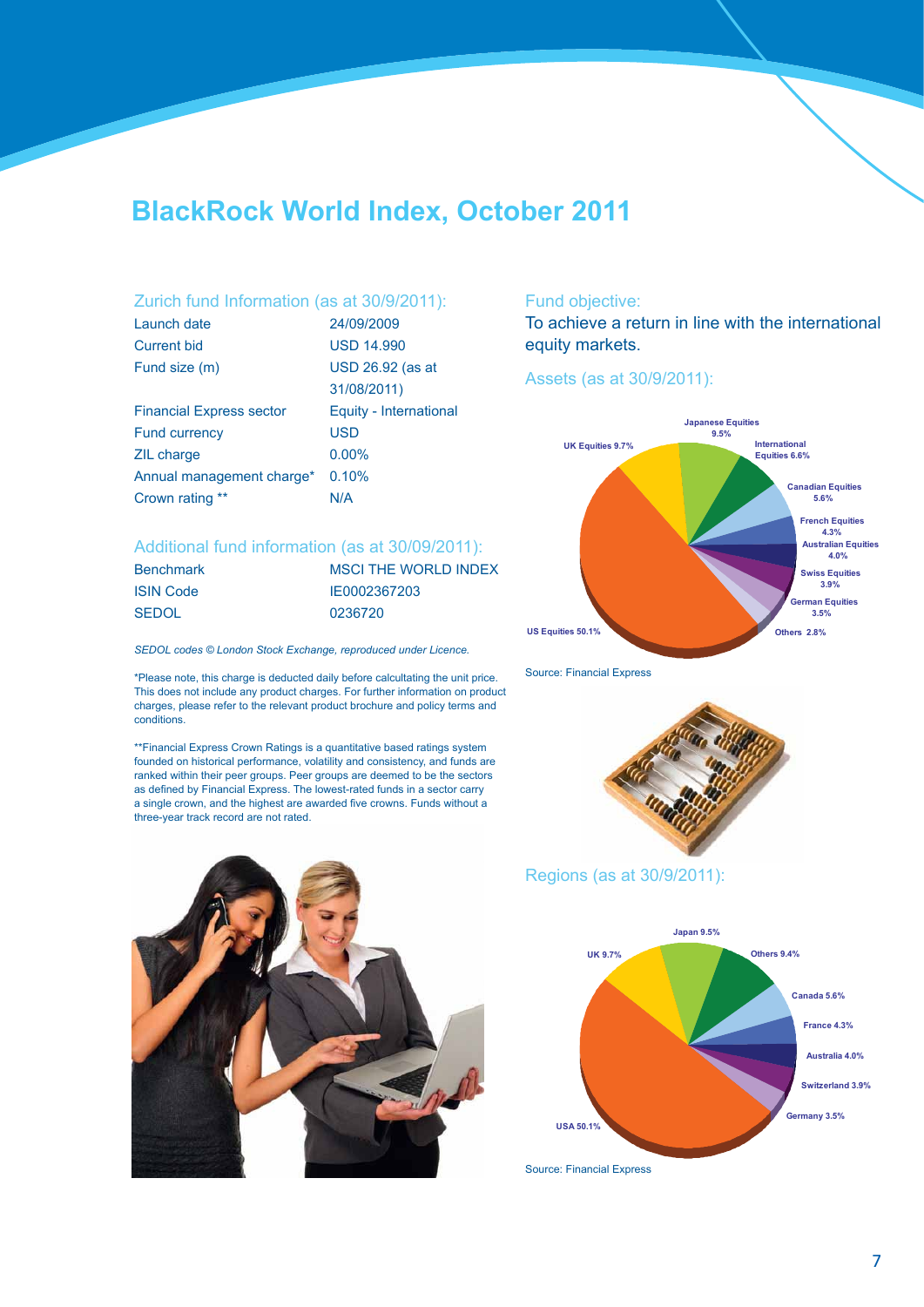# BlackRock World Index, October 2011

## Zurich fund Information (as at 30/9/2011):

| | |
|---|---|
| Launch date | 24/09/2009 |
| Current bid | USD 14.990 |
| Fund size (m) | USD 26.92 (as at 31/08/2011) |
| Financial Express sector | Equity - International |
| Fund currency | USD |
| ZIL charge | 0.00% |
| Annual management charge* | 0.10% |
| Crown rating ** | N/A |

## Additional fund information (as at 30/09/2011):

| | |
|---|---|
| Benchmark | MSCI THE WORLD INDEX |
| ISIN Code | IE0002367203 |
| SEDOL | 0236720 |

*SEDOL codes © London Stock Exchange, reproduced under Licence.*

*Please note, this charge is deducted daily before calcultating the unit price. This does not include any product charges. For further information on product charges, please refer to the relevant product brochure and policy terms and conditions.

**Financial Express Crown Ratings is a quantitative based ratings system founded on historical performance, volatility and consistency, and funds are ranked within their peer groups. Peer groups are deemed to be the sectors as defined by Financial Express. The lowest-rated funds in a sector carry a single crown, and the highest are awarded five crowns. Funds without a three-year track record are not rated.

## Fund objective:

To achieve a return in line with the international equity markets.

## Assets (as at 30/9/2011):

| Asset | % |
|---|---|
| US Equities | 50.1% |
| UK Equities | 9.7% |
| Japanese Equities | 9.5% |
| International Equities | 6.6% |
| Canadian Equities | 5.6% |
| French Equities | 4.3% |
| Australian Equities | 4.0% |
| Swiss Equities | 3.9% |
| German Equities | 3.5% |
| Others | 2.8% |

Source: Financial Express

## Regions (as at 30/9/2011):

| Region | % |
|---|---|
| USA | 50.1% |
| UK | 9.7% |
| Japan | 9.5% |
| Others | 9.4% |
| Canada | 5.6% |
| France | 4.3% |
| Australia | 4.0% |
| Switzerland | 3.9% |
| Germany | 3.5% |

Source: Financial Express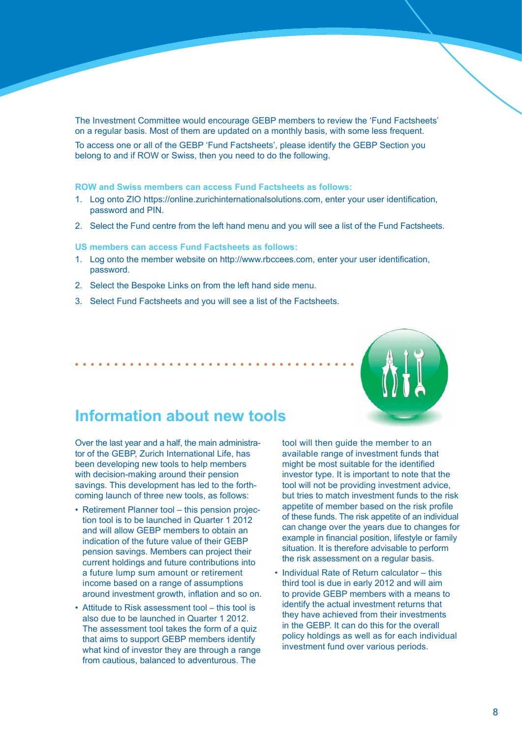The Investment Committee would encourage GEBP members to review the 'Fund Factsheets' on a regular basis. Most of them are updated on a monthly basis, with some less frequent.

To access one or all of the GEBP 'Fund Factsheets', please identify the GEBP Section you belong to and if ROW or Swiss, then you need to do the following.

**ROW and Swiss members can access Fund Factsheets as follows:**

1. Log onto ZIO https://online.zurichinternationalsolutions.com, enter your user identification, password and PIN.
2. Select the Fund centre from the left hand menu and you will see a list of the Fund Factsheets.

**US members can access Fund Factsheets as follows:**

1. Log onto the member website on http://www.rbccees.com, enter your user identification, password.
2. Select the Bespoke Links on from the left hand side menu.
3. Select Fund Factsheets and you will see a list of the Factsheets.

## Information about new tools

Over the last year and a half, the main administrator of the GEBP, Zurich International Life, has been developing new tools to help members with decision-making around their pension savings. This development has led to the forthcoming launch of three new tools, as follows:

- Retirement Planner tool – this pension projection tool is to be launched in Quarter 1 2012 and will allow GEBP members to obtain an indication of the future value of their GEBP pension savings. Members can project their current holdings and future contributions into a future lump sum amount or retirement income based on a range of assumptions around investment growth, inflation and so on.
- Attitude to Risk assessment tool – this tool is also due to be launched in Quarter 1 2012. The assessment tool takes the form of a quiz that aims to support GEBP members identify what kind of investor they are through a range from cautious, balanced to adventurous. The tool will then guide the member to an available range of investment funds that might be most suitable for the identified investor type. It is important to note that the tool will not be providing investment advice, but tries to match investment funds to the risk appetite of member based on the risk profile of these funds. The risk appetite of an individual can change over the years due to changes for example in financial position, lifestyle or family situation. It is therefore advisable to perform the risk assessment on a regular basis.
- Individual Rate of Return calculator – this third tool is due in early 2012 and will aim to provide GEBP members with a means to identify the actual investment returns that they have achieved from their investments in the GEBP. It can do this for the overall policy holdings as well as for each individual investment fund over various periods.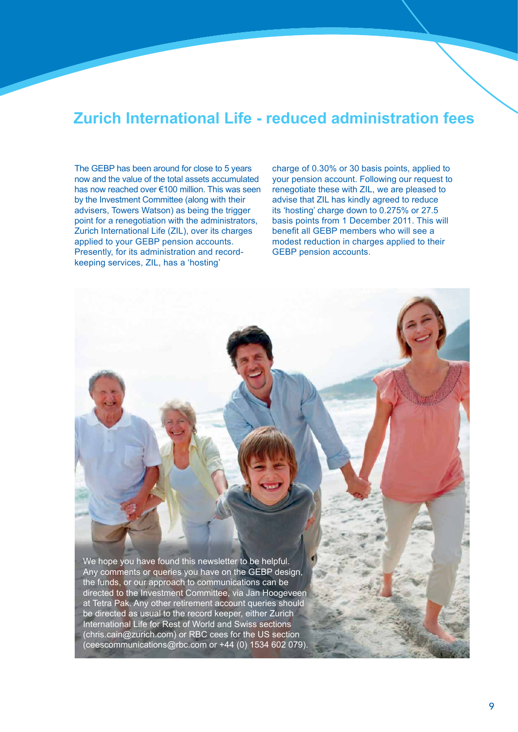# Zurich International Life - reduced administration fees

The GEBP has been around for close to 5 years now and the value of the total assets accumulated has now reached over €100 million. This was seen by the Investment Committee (along with their advisers, Towers Watson) as being the trigger point for a renegotiation with the administrators, Zurich International Life (ZIL), over its charges applied to your GEBP pension accounts. Presently, for its administration and record-keeping services, ZIL, has a 'hosting' charge of 0.30% or 30 basis points, applied to your pension account. Following our request to renegotiate these with ZIL, we are pleased to advise that ZIL has kindly agreed to reduce its 'hosting' charge down to 0.275% or 27.5 basis points from 1 December 2011. This will benefit all GEBP members who will see a modest reduction in charges applied to their GEBP pension accounts.

We hope you have found this newsletter to be helpful. Any comments or queries you have on the GEBP design, the funds, or our approach to communications can be directed to the Investment Committee, via Jan Hoogeveen at Tetra Pak. Any other retirement account queries should be directed as usual to the record keeper, either Zurich International Life for Rest of World and Swiss sections (chris.cain@zurich.com) or RBC cees for the US section (ceescommunications@rbc.com or +44 (0) 1534 602 079).